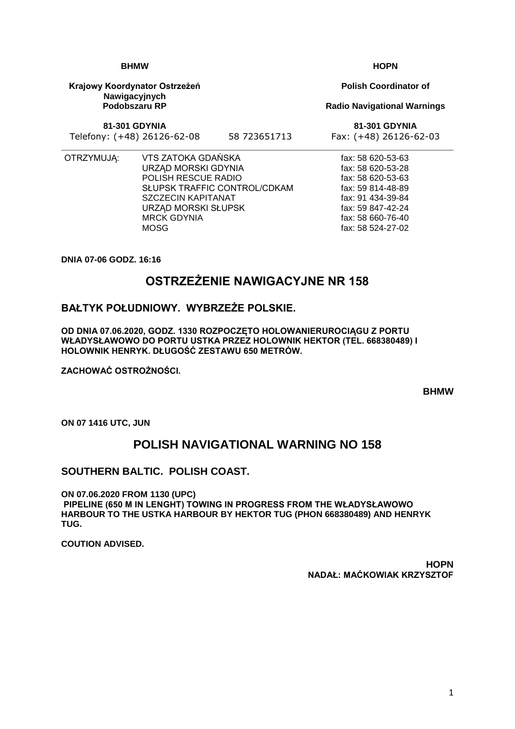| BHMW | | HOPN |
|---|---|---|
| **Krajowy Koordynator Ostrzeżeń Nawigacyjnych Podobszaru RP** | | **Polish Coordinator of Radio Navigational Warnings** |
| **81-301 GDYNIA** | | **81-301 GDYNIA** |
| Telefony: (+48) 26126-62-08 | 58 723651713 | Fax: (+48) 26126-62-03 |

| OTRZYMUJĄ: | | |
|---|---|---|
| | VTS ZATOKA GDAŃSKA | fax: 58 620-53-63 |
| | URZĄD MORSKI GDYNIA | fax: 58 620-53-28 |
| | POLISH RESCUE RADIO | fax: 58 620-53-63 |
| | SŁUPSK TRAFFIC CONTROL/CDKAM | fax: 59 814-48-89 |
| | SZCZECIN KAPITANAT | fax: 91 434-39-84 |
| | URZĄD MORSKI SŁUPSK | fax: 59 847-42-24 |
| | MRCK GDYNIA | fax: 58 660-76-40 |
| | MOSG | fax: 58 524-27-02 |

**DNIA 07-06 GODZ. 16:16**

# OSTRZEŻENIE NAWIGACYJNE NR 158

## BAŁTYK POŁUDNIOWY. WYBRZEŻE POLSKIE.

**OD DNIA 07.06.2020, GODZ. 1330 ROZPOCZĘTO HOLOWANIERUROCIĄGU Z PORTU WŁADYSŁAWOWO DO PORTU USTKA PRZEZ HOLOWNIK HEKTOR (TEL. 668380489) I HOLOWNIK HENRYK. DŁUGOŚĆ ZESTAWU 650 METRÓW.**

**ZACHOWAĆ OSTROŻNOŚCI.**

**BHMW**

**ON 07 1416 UTC, JUN**

# POLISH NAVIGATIONAL WARNING NO 158

## SOUTHERN BALTIC. POLISH COAST.

**ON 07.06.2020 FROM 1130 (UPC)**
**PIPELINE (650 M IN LENGHT) TOWING IN PROGRESS FROM THE WŁADYSŁAWOWO HARBOUR TO THE USTKA HARBOUR BY HEKTOR TUG (PHON 668380489) AND HENRYK TUG.**

**COUTION ADVISED.**

**HOPN**
**NADAŁ: MAĆKOWIAK KRZYSZTOF**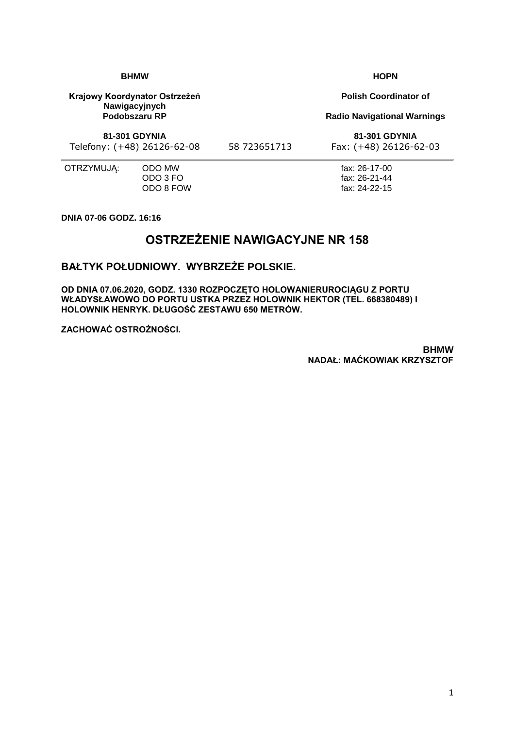| BHMW | | HOPN |
|---|---|---|
| **Krajowy Koordynator Ostrzeżeń Nawigacyjnych Podobszaru RP** | | **Polish Coordinator of Radio Navigational Warnings** |
| **81-301 GDYNIA** | | **81-301 GDYNIA** |
| Telefony: (+48) 26126-62-08 | 58 723651713 | Fax: (+48) 26126-62-03 |

| | | |
|---|---|---|
| OTRZYMUJĄ: | ODO MW | fax: 26-17-00 |
| | ODO 3 FO | fax: 26-21-44 |
| | ODO 8 FOW | fax: 24-22-15 |

**DNIA 07-06 GODZ. 16:16**

# OSTRZEŻENIE NAWIGACYJNE NR 158

## BAŁTYK POŁUDNIOWY. WYBRZEŻE POLSKIE.

**OD DNIA 07.06.2020, GODZ. 1330 ROZPOCZĘTO HOLOWANIERUROCIĄGU Z PORTU WŁADYSŁAWOWO DO PORTU USTKA PRZEZ HOLOWNIK HEKTOR (TEL. 668380489) I HOLOWNIK HENRYK. DŁUGOŚĆ ZESTAWU 650 METRÓW.**

**ZACHOWAĆ OSTROŻNOŚCI.**

**BHMW**
**NADAŁ: MAĆKOWIAK KRZYSZTOF**